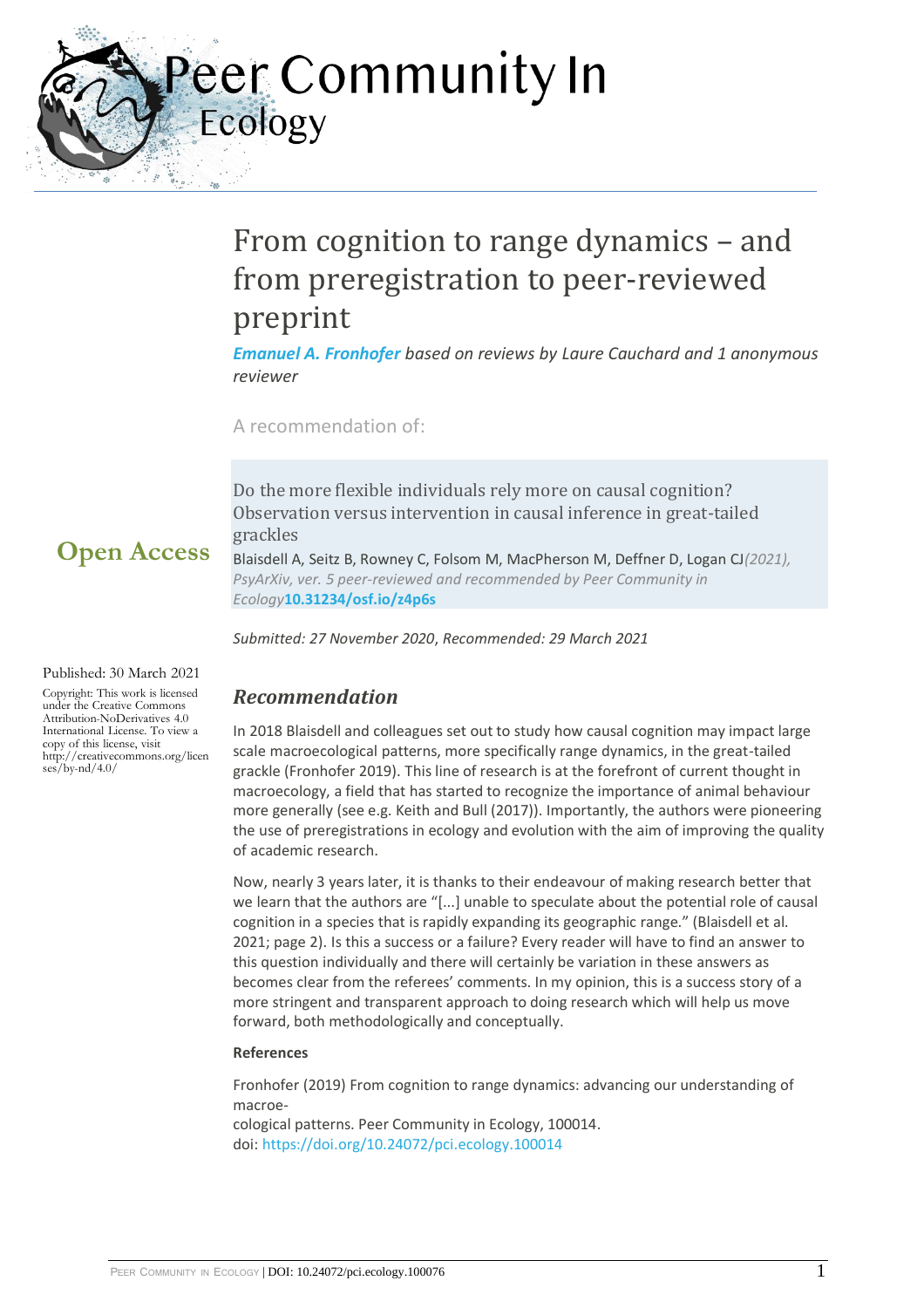# Peer Community In Ecology

# From cognition to range dynamics – and from preregistration to peer-reviewed preprint

***Emanuel A. Fronhofer*** *based on reviews by Laure Cauchard and 1 anonymous reviewer*

A recommendation of:

Do the more flexible individuals rely more on causal cognition? Observation versus intervention in causal inference in great-tailed grackles

Blaisdell A, Seitz B, Rowney C, Folsom M, MacPherson M, Deffner D, Logan CJ *(2021), PsyArXiv, ver. 5 peer-reviewed and recommended by Peer Community in Ecology* **10.31234/osf.io/z4p6s**

*Submitted: 27 November 2020, Recommended: 29 March 2021*

**Open Access**

Published: 30 March 2021

Copyright: This work is licensed under the Creative Commons Attribution-NoDerivatives 4.0 International License. To view a copy of this license, visit http://creativecommons.org/licenses/by-nd/4.0/

## Recommendation

In 2018 Blaisdell and colleagues set out to study how causal cognition may impact large scale macroecological patterns, more specifically range dynamics, in the great-tailed grackle (Fronhofer 2019). This line of research is at the forefront of current thought in macroecology, a field that has started to recognize the importance of animal behaviour more generally (see e.g. Keith and Bull (2017)). Importantly, the authors were pioneering the use of preregistrations in ecology and evolution with the aim of improving the quality of academic research.

Now, nearly 3 years later, it is thanks to their endeavour of making research better that we learn that the authors are "[...] unable to speculate about the potential role of causal cognition in a species that is rapidly expanding its geographic range." (Blaisdell et al. 2021; page 2). Is this a success or a failure? Every reader will have to find an answer to this question individually and there will certainly be variation in these answers as becomes clear from the referees' comments. In my opinion, this is a success story of a more stringent and transparent approach to doing research which will help us move forward, both methodologically and conceptually.

**References**

Fronhofer (2019) From cognition to range dynamics: advancing our understanding of macroe-
cological patterns. Peer Community in Ecology, 100014.
doi: https://doi.org/10.24072/pci.ecology.100014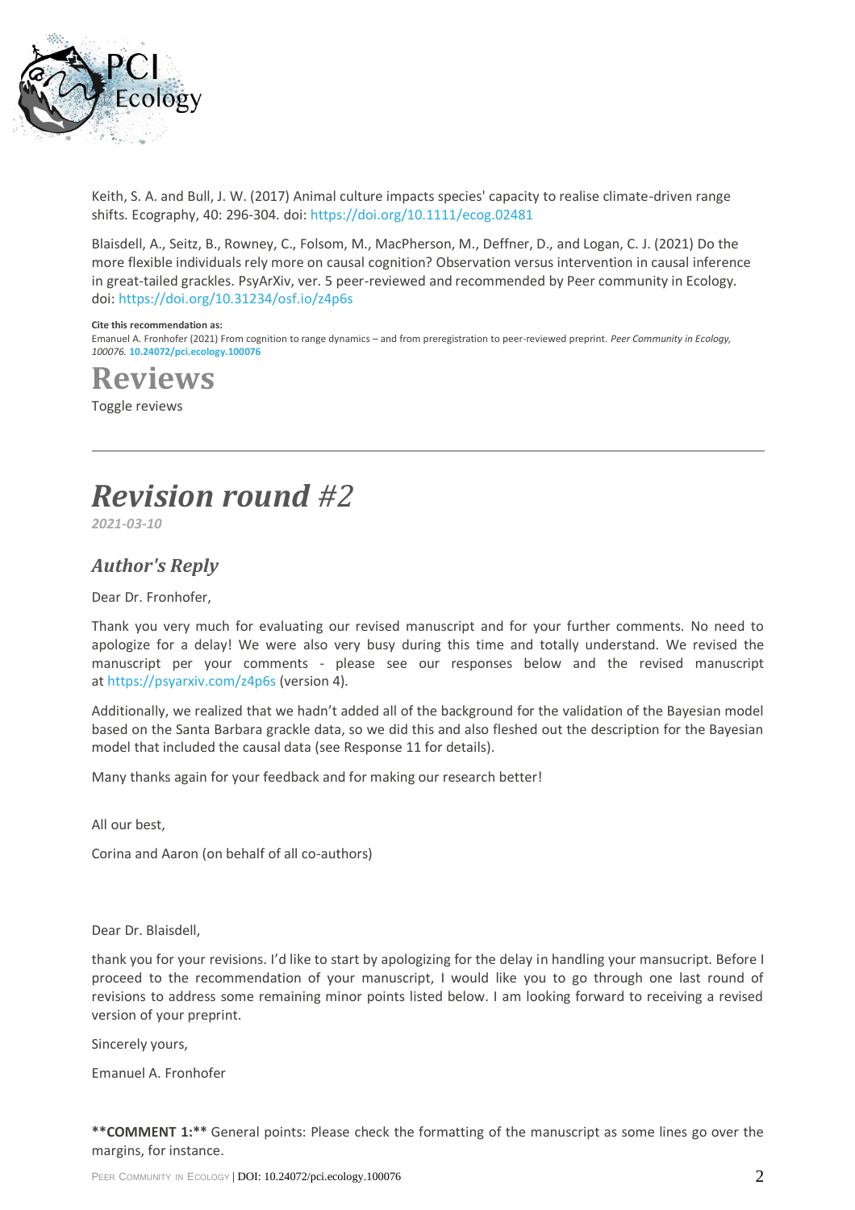Keith, S. A. and Bull, J. W. (2017) Animal culture impacts species' capacity to realise climate-driven range shifts. Ecography, 40: 296-304. doi: https://doi.org/10.1111/ecog.02481

Blaisdell, A., Seitz, B., Rowney, C., Folsom, M., MacPherson, M., Deffner, D., and Logan, C. J. (2021) Do the more flexible individuals rely more on causal cognition? Observation versus intervention in causal inference in great-tailed grackles. PsyArXiv, ver. 5 peer-reviewed and recommended by Peer community in Ecology. doi: https://doi.org/10.31234/osf.io/z4p6s

**Cite this recommendation as:**
Emanuel A. Fronhofer (2021) From cognition to range dynamics – and from preregistration to peer-reviewed preprint. *Peer Community in Ecology, 100076.* **10.24072/pci.ecology.100076**

# Reviews

Toggle reviews

---

# *Revision round #2*

*2021-03-10*

## *Author's Reply*

Dear Dr. Fronhofer,

Thank you very much for evaluating our revised manuscript and for your further comments. No need to apologize for a delay! We were also very busy during this time and totally understand. We revised the manuscript per your comments - please see our responses below and the revised manuscript at https://psyarxiv.com/z4p6s (version 4).

Additionally, we realized that we hadn't added all of the background for the validation of the Bayesian model based on the Santa Barbara grackle data, so we did this and also fleshed out the description for the Bayesian model that included the causal data (see Response 11 for details).

Many thanks again for your feedback and for making our research better!

All our best,

Corina and Aaron (on behalf of all co-authors)

Dear Dr. Blaisdell,

thank you for your revisions. I'd like to start by apologizing for the delay in handling your mansucript. Before I proceed to the recommendation of your manuscript, I would like you to go through one last round of revisions to address some remaining minor points listed below. I am looking forward to receiving a revised version of your preprint.

Sincerely yours,

Emanuel A. Fronhofer

**COMMENT 1:** General points: Please check the formatting of the manuscript as some lines go over the margins, for instance.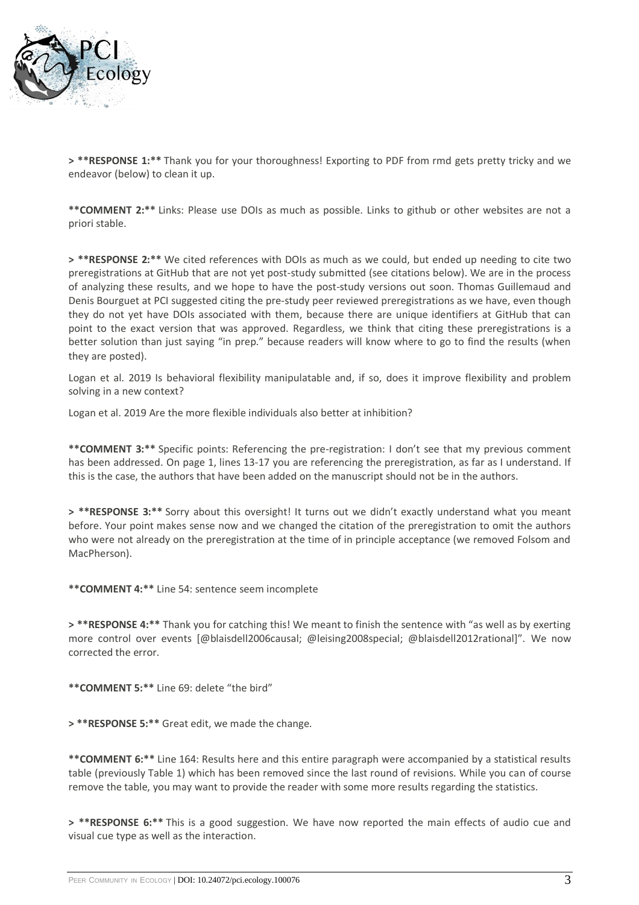> **RESPONSE 1:** Thank you for your thoroughness! Exporting to PDF from rmd gets pretty tricky and we endeavor (below) to clean it up.

**COMMENT 2:** Links: Please use DOIs as much as possible. Links to github or other websites are not a priori stable.

> **RESPONSE 2:** We cited references with DOIs as much as we could, but ended up needing to cite two preregistrations at GitHub that are not yet post-study submitted (see citations below). We are in the process of analyzing these results, and we hope to have the post-study versions out soon. Thomas Guillemaud and Denis Bourguet at PCI suggested citing the pre-study peer reviewed preregistrations as we have, even though they do not yet have DOIs associated with them, because there are unique identifiers at GitHub that can point to the exact version that was approved. Regardless, we think that citing these preregistrations is a better solution than just saying "in prep." because readers will know where to go to find the results (when they are posted).

Logan et al. 2019 Is behavioral flexibility manipulatable and, if so, does it improve flexibility and problem solving in a new context?

Logan et al. 2019 Are the more flexible individuals also better at inhibition?

**COMMENT 3:** Specific points: Referencing the pre-registration: I don't see that my previous comment has been addressed. On page 1, lines 13-17 you are referencing the preregistration, as far as I understand. If this is the case, the authors that have been added on the manuscript should not be in the authors.

> **RESPONSE 3:** Sorry about this oversight! It turns out we didn't exactly understand what you meant before. Your point makes sense now and we changed the citation of the preregistration to omit the authors who were not already on the preregistration at the time of in principle acceptance (we removed Folsom and MacPherson).

**COMMENT 4:** Line 54: sentence seem incomplete

> **RESPONSE 4:** Thank you for catching this! We meant to finish the sentence with "as well as by exerting more control over events [@blaisdell2006causal; @leising2008special; @blaisdell2012rational]". We now corrected the error.

**COMMENT 5:** Line 69: delete "the bird"

> **RESPONSE 5:** Great edit, we made the change.

**COMMENT 6:** Line 164: Results here and this entire paragraph were accompanied by a statistical results table (previously Table 1) which has been removed since the last round of revisions. While you can of course remove the table, you may want to provide the reader with some more results regarding the statistics.

> **RESPONSE 6:** This is a good suggestion. We have now reported the main effects of audio cue and visual cue type as well as the interaction.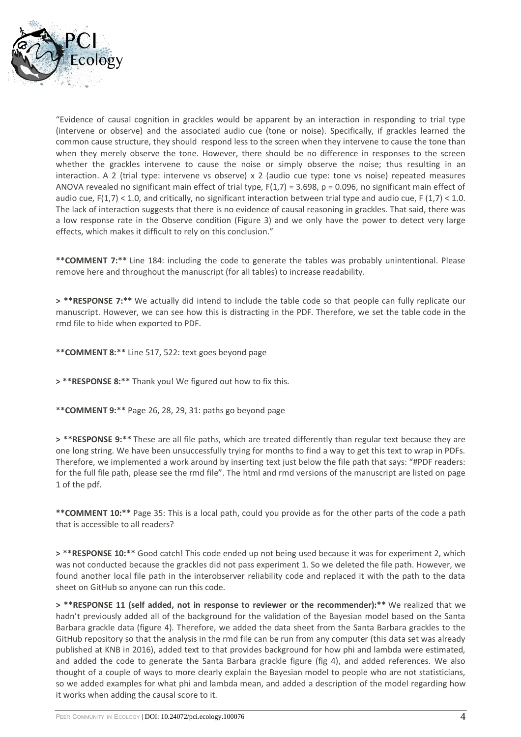"Evidence of causal cognition in grackles would be apparent by an interaction in responding to trial type (intervene or observe) and the associated audio cue (tone or noise). Specifically, if grackles learned the common cause structure, they should respond less to the screen when they intervene to cause the tone than when they merely observe the tone. However, there should be no difference in responses to the screen whether the grackles intervene to cause the noise or simply observe the noise; thus resulting in an interaction. A 2 (trial type: intervene vs observe) x 2 (audio cue type: tone vs noise) repeated measures ANOVA revealed no significant main effect of trial type, $F(1,7) = 3.698$, $p = 0.096$, no significant main effect of audio cue, $F(1,7) < 1.0$, and critically, no significant interaction between trial type and audio cue, $F(1,7) < 1.0$. The lack of interaction suggests that there is no evidence of causal reasoning in grackles. That said, there was a low response rate in the Observe condition (Figure 3) and we only have the power to detect very large effects, which makes it difficult to rely on this conclusion."

**COMMENT 7:** Line 184: including the code to generate the tables was probably unintentional. Please remove here and throughout the manuscript (for all tables) to increase readability.

> **RESPONSE 7:** We actually did intend to include the table code so that people can fully replicate our manuscript. However, we can see how this is distracting in the PDF. Therefore, we set the table code in the rmd file to hide when exported to PDF.

**COMMENT 8:** Line 517, 522: text goes beyond page

> **RESPONSE 8:** Thank you! We figured out how to fix this.

**COMMENT 9:** Page 26, 28, 29, 31: paths go beyond page

> **RESPONSE 9:** These are all file paths, which are treated differently than regular text because they are one long string. We have been unsuccessfully trying for months to find a way to get this text to wrap in PDFs. Therefore, we implemented a work around by inserting text just below the file path that says: "#PDF readers: for the full file path, please see the rmd file". The html and rmd versions of the manuscript are listed on page 1 of the pdf.

**COMMENT 10:** Page 35: This is a local path, could you provide as for the other parts of the code a path that is accessible to all readers?

> **RESPONSE 10:** Good catch! This code ended up not being used because it was for experiment 2, which was not conducted because the grackles did not pass experiment 1. So we deleted the file path. However, we found another local file path in the interobserver reliability code and replaced it with the path to the data sheet on GitHub so anyone can run this code.

> **RESPONSE 11 (self added, not in response to reviewer or the recommender):** We realized that we hadn't previously added all of the background for the validation of the Bayesian model based on the Santa Barbara grackle data (figure 4). Therefore, we added the data sheet from the Santa Barbara grackles to the GitHub repository so that the analysis in the rmd file can be run from any computer (this data set was already published at KNB in 2016), added text to that provides background for how phi and lambda were estimated, and added the code to generate the Santa Barbara grackle figure (fig 4), and added references. We also thought of a couple of ways to more clearly explain the Bayesian model to people who are not statisticians, so we added examples for what phi and lambda mean, and added a description of the model regarding how it works when adding the causal score to it.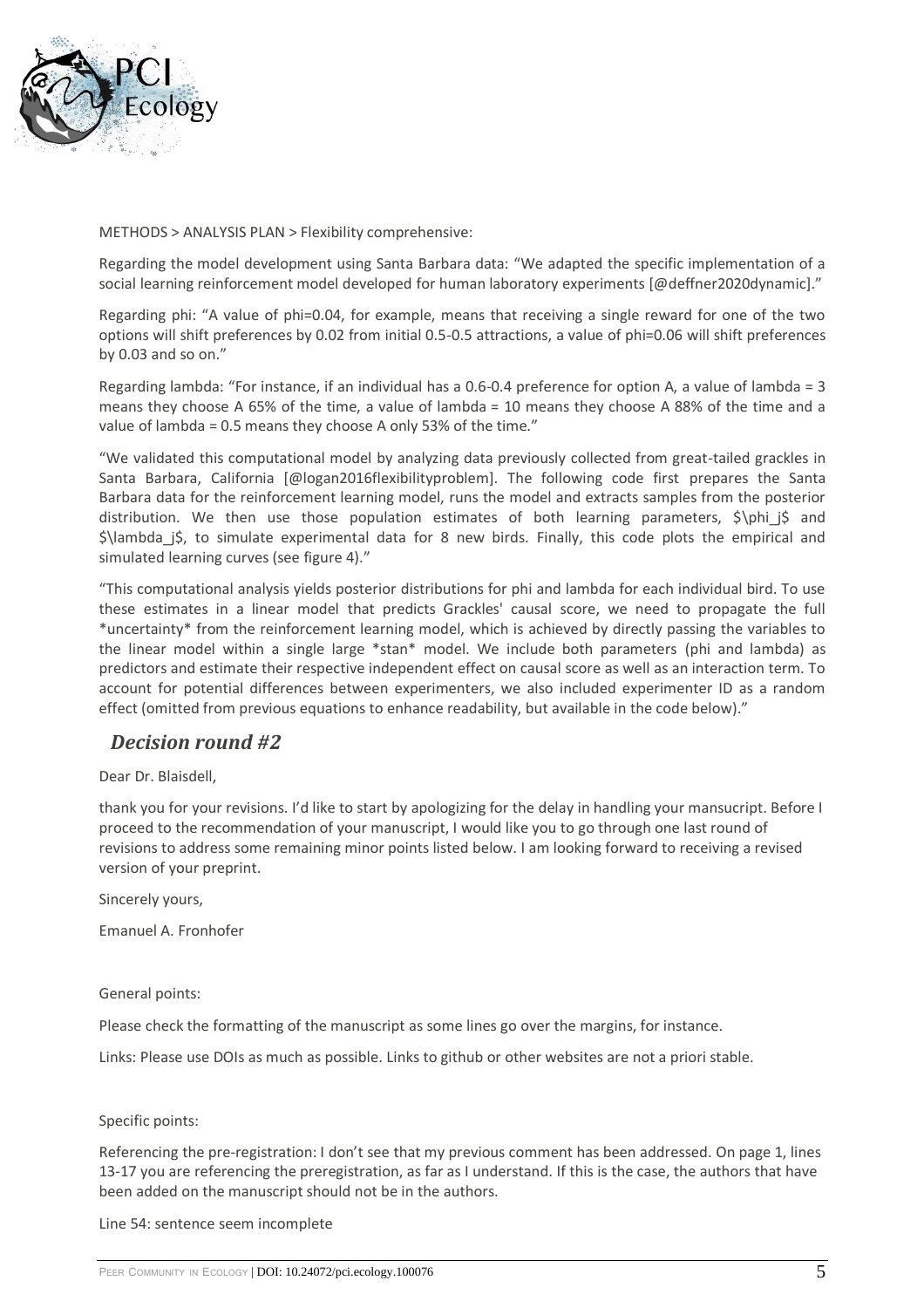METHODS > ANALYSIS PLAN > Flexibility comprehensive:

Regarding the model development using Santa Barbara data: "We adapted the specific implementation of a social learning reinforcement model developed for human laboratory experiments [@deffner2020dynamic]."

Regarding phi: "A value of phi=0.04, for example, means that receiving a single reward for one of the two options will shift preferences by 0.02 from initial 0.5-0.5 attractions, a value of phi=0.06 will shift preferences by 0.03 and so on."

Regarding lambda: "For instance, if an individual has a 0.6-0.4 preference for option A, a value of lambda = 3 means they choose A 65% of the time, a value of lambda = 10 means they choose A 88% of the time and a value of lambda = 0.5 means they choose A only 53% of the time."

"We validated this computational model by analyzing data previously collected from great-tailed grackles in Santa Barbara, California [@logan2016flexibilityproblem]. The following code first prepares the Santa Barbara data for the reinforcement learning model, runs the model and extracts samples from the posterior distribution. We then use those population estimates of both learning parameters, $\phi_j$ and $\lambda_j$, to simulate experimental data for 8 new birds. Finally, this code plots the empirical and simulated learning curves (see figure 4)."

"This computational analysis yields posterior distributions for phi and lambda for each individual bird. To use these estimates in a linear model that predicts Grackles' causal score, we need to propagate the full *uncertainty* from the reinforcement learning model, which is achieved by directly passing the variables to the linear model within a single large *stan* model. We include both parameters (phi and lambda) as predictors and estimate their respective independent effect on causal score as well as an interaction term. To account for potential differences between experimenters, we also included experimenter ID as a random effect (omitted from previous equations to enhance readability, but available in the code below)."

## *Decision round #2*

Dear Dr. Blaisdell,

thank you for your revisions. I'd like to start by apologizing for the delay in handling your mansucript. Before I proceed to the recommendation of your manuscript, I would like you to go through one last round of revisions to address some remaining minor points listed below. I am looking forward to receiving a revised version of your preprint.

Sincerely yours,

Emanuel A. Fronhofer

General points:

Please check the formatting of the manuscript as some lines go over the margins, for instance.

Links: Please use DOIs as much as possible. Links to github or other websites are not a priori stable.

Specific points:

Referencing the pre-registration: I don't see that my previous comment has been addressed. On page 1, lines 13-17 you are referencing the preregistration, as far as I understand. If this is the case, the authors that have been added on the manuscript should not be in the authors.

Line 54: sentence seem incomplete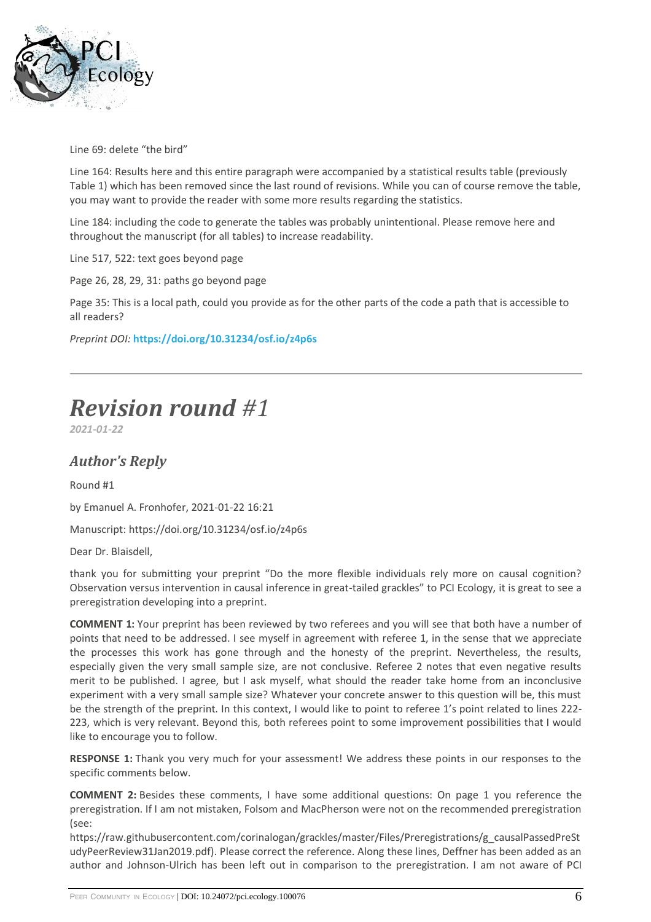Line 69: delete "the bird"

Line 164: Results here and this entire paragraph were accompanied by a statistical results table (previously Table 1) which has been removed since the last round of revisions. While you can of course remove the table, you may want to provide the reader with some more results regarding the statistics.

Line 184: including the code to generate the tables was probably unintentional. Please remove here and throughout the manuscript (for all tables) to increase readability.

Line 517, 522: text goes beyond page

Page 26, 28, 29, 31: paths go beyond page

Page 35: This is a local path, could you provide as for the other parts of the code a path that is accessible to all readers?

*Preprint DOI:* **https://doi.org/10.31234/osf.io/z4p6s**

---

# *Revision round #1*

*2021-01-22*

## *Author's Reply*

Round #1

by Emanuel A. Fronhofer, 2021-01-22 16:21

Manuscript: https://doi.org/10.31234/osf.io/z4p6s

Dear Dr. Blaisdell,

thank you for submitting your preprint "Do the more flexible individuals rely more on causal cognition? Observation versus intervention in causal inference in great-tailed grackles" to PCI Ecology, it is great to see a preregistration developing into a preprint.

**COMMENT 1:** Your preprint has been reviewed by two referees and you will see that both have a number of points that need to be addressed. I see myself in agreement with referee 1, in the sense that we appreciate the processes this work has gone through and the honesty of the preprint. Nevertheless, the results, especially given the very small sample size, are not conclusive. Referee 2 notes that even negative results merit to be published. I agree, but I ask myself, what should the reader take home from an inconclusive experiment with a very small sample size? Whatever your concrete answer to this question will be, this must be the strength of the preprint. In this context, I would like to point to referee 1's point related to lines 222-223, which is very relevant. Beyond this, both referees point to some improvement possibilities that I would like to encourage you to follow.

**RESPONSE 1:** Thank you very much for your assessment! We address these points in our responses to the specific comments below.

**COMMENT 2:** Besides these comments, I have some additional questions: On page 1 you reference the preregistration. If I am not mistaken, Folsom and MacPherson were not on the recommended preregistration (see: https://raw.githubusercontent.com/corinalogan/grackles/master/Files/Preregistrations/g_causalPassedPreStudyPeerReview31Jan2019.pdf). Please correct the reference. Along these lines, Deffner has been added as an author and Johnson-Ulrich has been left out in comparison to the preregistration. I am not aware of PCI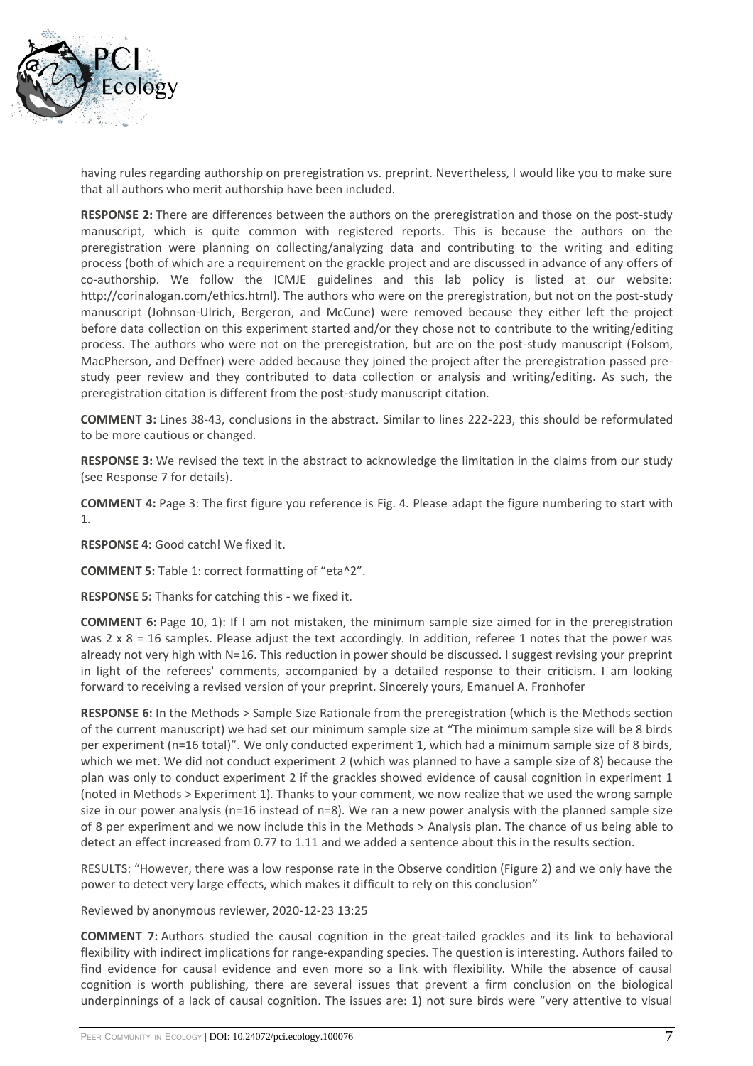having rules regarding authorship on preregistration vs. preprint. Nevertheless, I would like you to make sure that all authors who merit authorship have been included.

**RESPONSE 2:** There are differences between the authors on the preregistration and those on the post-study manuscript, which is quite common with registered reports. This is because the authors on the preregistration were planning on collecting/analyzing data and contributing to the writing and editing process (both of which are a requirement on the grackle project and are discussed in advance of any offers of co-authorship. We follow the ICMJE guidelines and this lab policy is listed at our website: http://corinalogan.com/ethics.html). The authors who were on the preregistration, but not on the post-study manuscript (Johnson-Ulrich, Bergeron, and McCune) were removed because they either left the project before data collection on this experiment started and/or they chose not to contribute to the writing/editing process. The authors who were not on the preregistration, but are on the post-study manuscript (Folsom, MacPherson, and Deffner) were added because they joined the project after the preregistration passed pre-study peer review and they contributed to data collection or analysis and writing/editing. As such, the preregistration citation is different from the post-study manuscript citation.

**COMMENT 3:** Lines 38-43, conclusions in the abstract. Similar to lines 222-223, this should be reformulated to be more cautious or changed.

**RESPONSE 3:** We revised the text in the abstract to acknowledge the limitation in the claims from our study (see Response 7 for details).

**COMMENT 4:** Page 3: The first figure you reference is Fig. 4. Please adapt the figure numbering to start with 1.

**RESPONSE 4:** Good catch! We fixed it.

**COMMENT 5:** Table 1: correct formatting of "eta^2".

**RESPONSE 5:** Thanks for catching this - we fixed it.

**COMMENT 6:** Page 10, 1): If I am not mistaken, the minimum sample size aimed for in the preregistration was 2 x 8 = 16 samples. Please adjust the text accordingly. In addition, referee 1 notes that the power was already not very high with N=16. This reduction in power should be discussed. I suggest revising your preprint in light of the referees' comments, accompanied by a detailed response to their criticism. I am looking forward to receiving a revised version of your preprint. Sincerely yours, Emanuel A. Fronhofer

**RESPONSE 6:** In the Methods > Sample Size Rationale from the preregistration (which is the Methods section of the current manuscript) we had set our minimum sample size at "The minimum sample size will be 8 birds per experiment (n=16 total)". We only conducted experiment 1, which had a minimum sample size of 8 birds, which we met. We did not conduct experiment 2 (which was planned to have a sample size of 8) because the plan was only to conduct experiment 2 if the grackles showed evidence of causal cognition in experiment 1 (noted in Methods > Experiment 1). Thanks to your comment, we now realize that we used the wrong sample size in our power analysis (n=16 instead of n=8). We ran a new power analysis with the planned sample size of 8 per experiment and we now include this in the Methods > Analysis plan. The chance of us being able to detect an effect increased from 0.77 to 1.11 and we added a sentence about this in the results section.

RESULTS: "However, there was a low response rate in the Observe condition (Figure 2) and we only have the power to detect very large effects, which makes it difficult to rely on this conclusion"

Reviewed by anonymous reviewer, 2020-12-23 13:25

**COMMENT 7:** Authors studied the causal cognition in the great-tailed grackles and its link to behavioral flexibility with indirect implications for range-expanding species. The question is interesting. Authors failed to find evidence for causal evidence and even more so a link with flexibility. While the absence of causal cognition is worth publishing, there are several issues that prevent a firm conclusion on the biological underpinnings of a lack of causal cognition. The issues are: 1) not sure birds were "very attentive to visual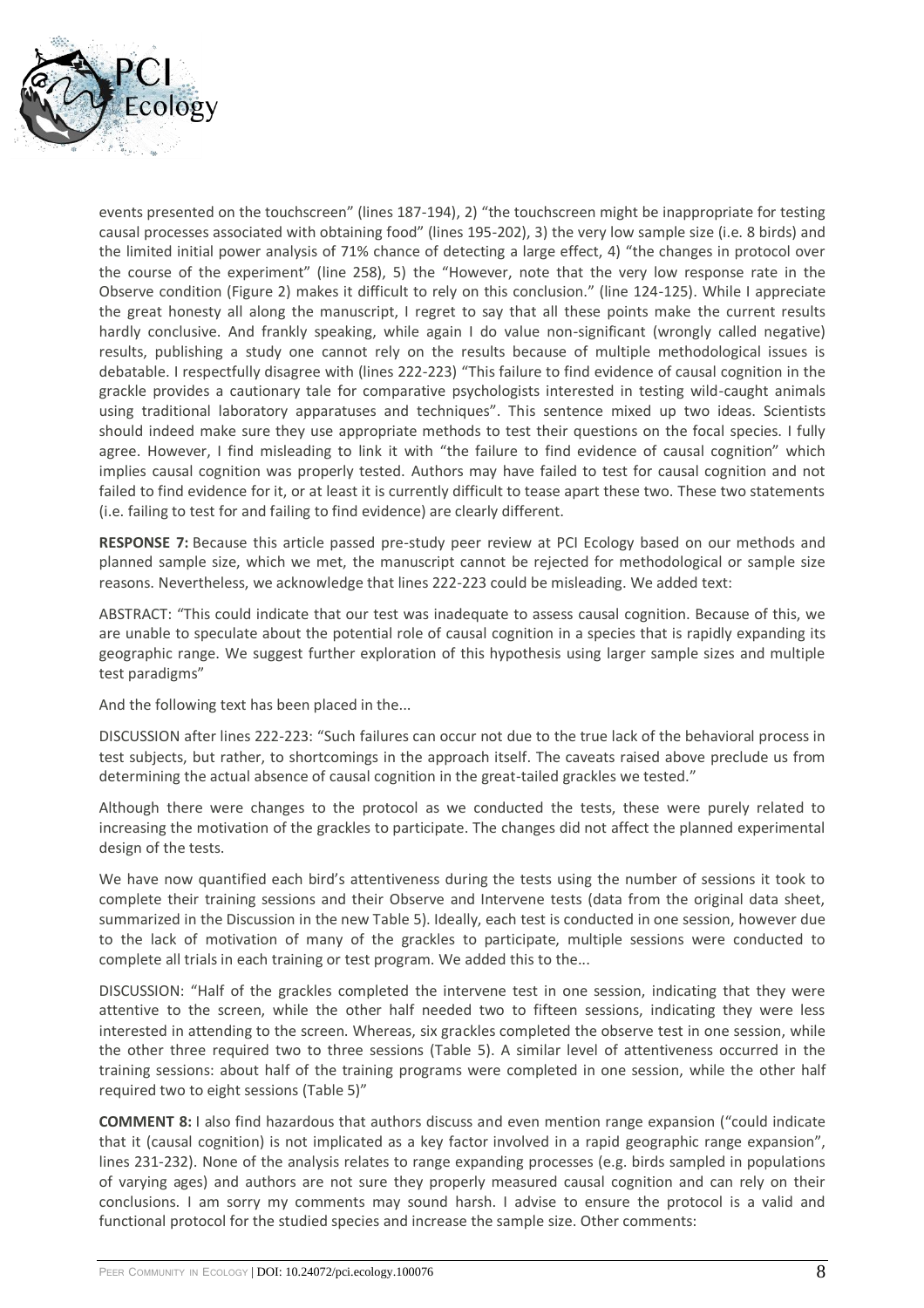events presented on the touchscreen" (lines 187-194), 2) "the touchscreen might be inappropriate for testing causal processes associated with obtaining food" (lines 195-202), 3) the very low sample size (i.e. 8 birds) and the limited initial power analysis of 71% chance of detecting a large effect, 4) "the changes in protocol over the course of the experiment" (line 258), 5) the "However, note that the very low response rate in the Observe condition (Figure 2) makes it difficult to rely on this conclusion." (line 124-125). While I appreciate the great honesty all along the manuscript, I regret to say that all these points make the current results hardly conclusive. And frankly speaking, while again I do value non-significant (wrongly called negative) results, publishing a study one cannot rely on the results because of multiple methodological issues is debatable. I respectfully disagree with (lines 222-223) "This failure to find evidence of causal cognition in the grackle provides a cautionary tale for comparative psychologists interested in testing wild-caught animals using traditional laboratory apparatuses and techniques". This sentence mixed up two ideas. Scientists should indeed make sure they use appropriate methods to test their questions on the focal species. I fully agree. However, I find misleading to link it with "the failure to find evidence of causal cognition" which implies causal cognition was properly tested. Authors may have failed to test for causal cognition and not failed to find evidence for it, or at least it is currently difficult to tease apart these two. These two statements (i.e. failing to test for and failing to find evidence) are clearly different.

**RESPONSE 7:** Because this article passed pre-study peer review at PCI Ecology based on our methods and planned sample size, which we met, the manuscript cannot be rejected for methodological or sample size reasons. Nevertheless, we acknowledge that lines 222-223 could be misleading. We added text:

ABSTRACT: "This could indicate that our test was inadequate to assess causal cognition. Because of this, we are unable to speculate about the potential role of causal cognition in a species that is rapidly expanding its geographic range. We suggest further exploration of this hypothesis using larger sample sizes and multiple test paradigms"

And the following text has been placed in the...

DISCUSSION after lines 222-223: "Such failures can occur not due to the true lack of the behavioral process in test subjects, but rather, to shortcomings in the approach itself. The caveats raised above preclude us from determining the actual absence of causal cognition in the great-tailed grackles we tested."

Although there were changes to the protocol as we conducted the tests, these were purely related to increasing the motivation of the grackles to participate. The changes did not affect the planned experimental design of the tests.

We have now quantified each bird's attentiveness during the tests using the number of sessions it took to complete their training sessions and their Observe and Intervene tests (data from the original data sheet, summarized in the Discussion in the new Table 5). Ideally, each test is conducted in one session, however due to the lack of motivation of many of the grackles to participate, multiple sessions were conducted to complete all trials in each training or test program. We added this to the...

DISCUSSION: "Half of the grackles completed the intervene test in one session, indicating that they were attentive to the screen, while the other half needed two to fifteen sessions, indicating they were less interested in attending to the screen. Whereas, six grackles completed the observe test in one session, while the other three required two to three sessions (Table 5). A similar level of attentiveness occurred in the training sessions: about half of the training programs were completed in one session, while the other half required two to eight sessions (Table 5)"

**COMMENT 8:** I also find hazardous that authors discuss and even mention range expansion ("could indicate that it (causal cognition) is not implicated as a key factor involved in a rapid geographic range expansion", lines 231-232). None of the analysis relates to range expanding processes (e.g. birds sampled in populations of varying ages) and authors are not sure they properly measured causal cognition and can rely on their conclusions. I am sorry my comments may sound harsh. I advise to ensure the protocol is a valid and functional protocol for the studied species and increase the sample size. Other comments: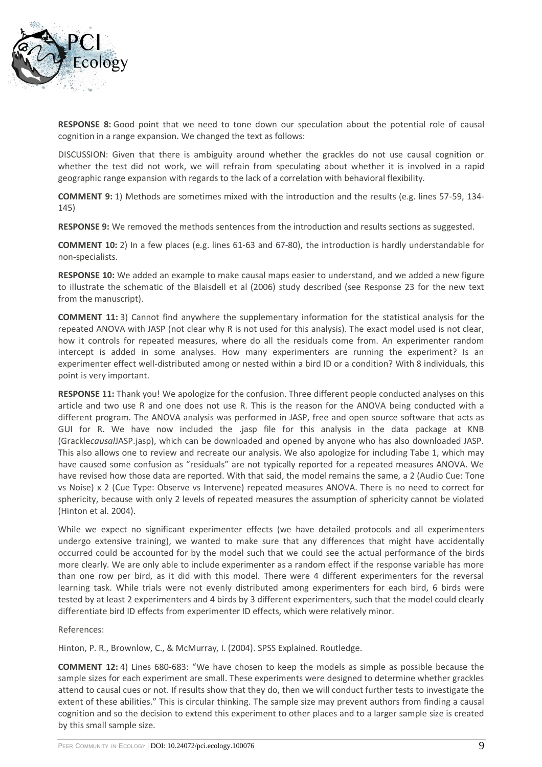**RESPONSE 8:** Good point that we need to tone down our speculation about the potential role of causal cognition in a range expansion. We changed the text as follows:

DISCUSSION: Given that there is ambiguity around whether the grackles do not use causal cognition or whether the test did not work, we will refrain from speculating about whether it is involved in a rapid geographic range expansion with regards to the lack of a correlation with behavioral flexibility.

**COMMENT 9:** 1) Methods are sometimes mixed with the introduction and the results (e.g. lines 57-59, 134-145)

**RESPONSE 9:** We removed the methods sentences from the introduction and results sections as suggested.

**COMMENT 10:** 2) In a few places (e.g. lines 61-63 and 67-80), the introduction is hardly understandable for non-specialists.

**RESPONSE 10:** We added an example to make causal maps easier to understand, and we added a new figure to illustrate the schematic of the Blaisdell et al (2006) study described (see Response 23 for the new text from the manuscript).

**COMMENT 11:** 3) Cannot find anywhere the supplementary information for the statistical analysis for the repeated ANOVA with JASP (not clear why R is not used for this analysis). The exact model used is not clear, how it controls for repeated measures, where do all the residuals come from. An experimenter random intercept is added in some analyses. How many experimenters are running the experiment? Is an experimenter effect well-distributed among or nested within a bird ID or a condition? With 8 individuals, this point is very important.

**RESPONSE 11:** Thank you! We apologize for the confusion. Three different people conducted analyses on this article and two use R and one does not use R. This is the reason for the ANOVA being conducted with a different program. The ANOVA analysis was performed in JASP, free and open source software that acts as GUI for R. We have now included the .jasp file for this analysis in the data package at KNB (Grackle*causal*JASP.jasp), which can be downloaded and opened by anyone who has also downloaded JASP. This also allows one to review and recreate our analysis. We also apologize for including Tabe 1, which may have caused some confusion as "residuals" are not typically reported for a repeated measures ANOVA. We have revised how those data are reported. With that said, the model remains the same, a 2 (Audio Cue: Tone vs Noise) x 2 (Cue Type: Observe vs Intervene) repeated measures ANOVA. There is no need to correct for sphericity, because with only 2 levels of repeated measures the assumption of sphericity cannot be violated (Hinton et al. 2004).

While we expect no significant experimenter effects (we have detailed protocols and all experimenters undergo extensive training), we wanted to make sure that any differences that might have accidentally occurred could be accounted for by the model such that we could see the actual performance of the birds more clearly. We are only able to include experimenter as a random effect if the response variable has more than one row per bird, as it did with this model. There were 4 different experimenters for the reversal learning task. While trials were not evenly distributed among experimenters for each bird, 6 birds were tested by at least 2 experimenters and 4 birds by 3 different experimenters, such that the model could clearly differentiate bird ID effects from experimenter ID effects, which were relatively minor.

References:

Hinton, P. R., Brownlow, C., & McMurray, I. (2004). SPSS Explained. Routledge.

**COMMENT 12:** 4) Lines 680-683: "We have chosen to keep the models as simple as possible because the sample sizes for each experiment are small. These experiments were designed to determine whether grackles attend to causal cues or not. If results show that they do, then we will conduct further tests to investigate the extent of these abilities." This is circular thinking. The sample size may prevent authors from finding a causal cognition and so the decision to extend this experiment to other places and to a larger sample size is created by this small sample size.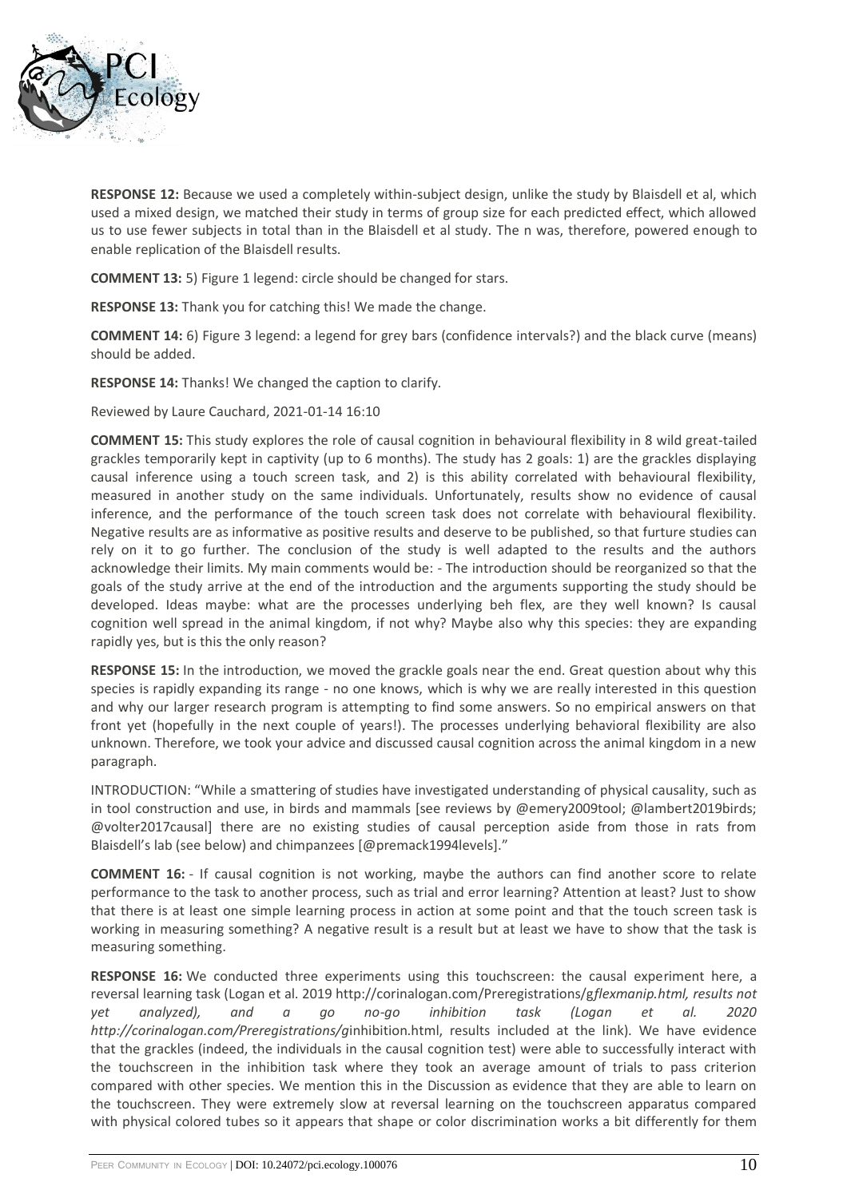**RESPONSE 12:** Because we used a completely within-subject design, unlike the study by Blaisdell et al, which used a mixed design, we matched their study in terms of group size for each predicted effect, which allowed us to use fewer subjects in total than in the Blaisdell et al study. The n was, therefore, powered enough to enable replication of the Blaisdell results.

**COMMENT 13:** 5) Figure 1 legend: circle should be changed for stars.

**RESPONSE 13:** Thank you for catching this! We made the change.

**COMMENT 14:** 6) Figure 3 legend: a legend for grey bars (confidence intervals?) and the black curve (means) should be added.

**RESPONSE 14:** Thanks! We changed the caption to clarify.

Reviewed by Laure Cauchard, 2021-01-14 16:10

**COMMENT 15:** This study explores the role of causal cognition in behavioural flexibility in 8 wild great-tailed grackles temporarily kept in captivity (up to 6 months). The study has 2 goals: 1) are the grackles displaying causal inference using a touch screen task, and 2) is this ability correlated with behavioural flexibility, measured in another study on the same individuals. Unfortunately, results show no evidence of causal inference, and the performance of the touch screen task does not correlate with behavioural flexibility. Negative results are as informative as positive results and deserve to be published, so that furture studies can rely on it to go further. The conclusion of the study is well adapted to the results and the authors acknowledge their limits. My main comments would be: - The introduction should be reorganized so that the goals of the study arrive at the end of the introduction and the arguments supporting the study should be developed. Ideas maybe: what are the processes underlying beh flex, are they well known? Is causal cognition well spread in the animal kingdom, if not why? Maybe also why this species: they are expanding rapidly yes, but is this the only reason?

**RESPONSE 15:** In the introduction, we moved the grackle goals near the end. Great question about why this species is rapidly expanding its range - no one knows, which is why we are really interested in this question and why our larger research program is attempting to find some answers. So no empirical answers on that front yet (hopefully in the next couple of years!). The processes underlying behavioral flexibility are also unknown. Therefore, we took your advice and discussed causal cognition across the animal kingdom in a new paragraph.

INTRODUCTION: "While a smattering of studies have investigated understanding of physical causality, such as in tool construction and use, in birds and mammals [see reviews by @emery2009tool; @lambert2019birds; @volter2017causal] there are no existing studies of causal perception aside from those in rats from Blaisdell's lab (see below) and chimpanzees [@premack1994levels]."

**COMMENT 16:** - If causal cognition is not working, maybe the authors can find another score to relate performance to the task to another process, such as trial and error learning? Attention at least? Just to show that there is at least one simple learning process in action at some point and that the touch screen task is working in measuring something? A negative result is a result but at least we have to show that the task is measuring something.

**RESPONSE 16:** We conducted three experiments using this touchscreen: the causal experiment here, a reversal learning task (Logan et al. 2019 http://corinalogan.com/Preregistrations/g*flexmanip.html, results not yet analyzed), and a go no-go inhibition task (Logan et al. 2020 http://corinalogan.com/Preregistrations/g*inhibition.html, results included at the link). We have evidence that the grackles (indeed, the individuals in the causal cognition test) were able to successfully interact with the touchscreen in the inhibition task where they took an average amount of trials to pass criterion compared with other species. We mention this in the Discussion as evidence that they are able to learn on the touchscreen. They were extremely slow at reversal learning on the touchscreen apparatus compared with physical colored tubes so it appears that shape or color discrimination works a bit differently for them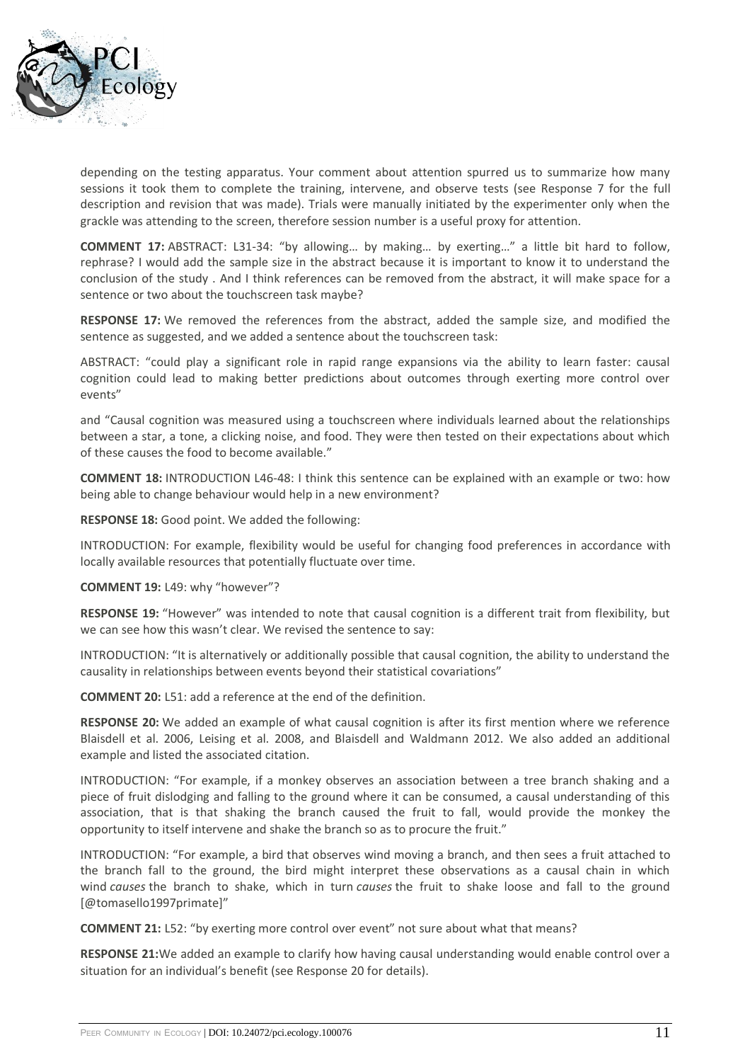depending on the testing apparatus. Your comment about attention spurred us to summarize how many sessions it took them to complete the training, intervene, and observe tests (see Response 7 for the full description and revision that was made). Trials were manually initiated by the experimenter only when the grackle was attending to the screen, therefore session number is a useful proxy for attention.

**COMMENT 17:** ABSTRACT: L31-34: "by allowing… by making… by exerting…" a little bit hard to follow, rephrase? I would add the sample size in the abstract because it is important to know it to understand the conclusion of the study . And I think references can be removed from the abstract, it will make space for a sentence or two about the touchscreen task maybe?

**RESPONSE 17:** We removed the references from the abstract, added the sample size, and modified the sentence as suggested, and we added a sentence about the touchscreen task:

ABSTRACT: "could play a significant role in rapid range expansions via the ability to learn faster: causal cognition could lead to making better predictions about outcomes through exerting more control over events"

and "Causal cognition was measured using a touchscreen where individuals learned about the relationships between a star, a tone, a clicking noise, and food. They were then tested on their expectations about which of these causes the food to become available."

**COMMENT 18:** INTRODUCTION L46-48: I think this sentence can be explained with an example or two: how being able to change behaviour would help in a new environment?

**RESPONSE 18:** Good point. We added the following:

INTRODUCTION: For example, flexibility would be useful for changing food preferences in accordance with locally available resources that potentially fluctuate over time.

**COMMENT 19:** L49: why "however"?

**RESPONSE 19:** "However" was intended to note that causal cognition is a different trait from flexibility, but we can see how this wasn't clear. We revised the sentence to say:

INTRODUCTION: "It is alternatively or additionally possible that causal cognition, the ability to understand the causality in relationships between events beyond their statistical covariations"

**COMMENT 20:** L51: add a reference at the end of the definition.

**RESPONSE 20:** We added an example of what causal cognition is after its first mention where we reference Blaisdell et al. 2006, Leising et al. 2008, and Blaisdell and Waldmann 2012. We also added an additional example and listed the associated citation.

INTRODUCTION: "For example, if a monkey observes an association between a tree branch shaking and a piece of fruit dislodging and falling to the ground where it can be consumed, a causal understanding of this association, that is that shaking the branch caused the fruit to fall, would provide the monkey the opportunity to itself intervene and shake the branch so as to procure the fruit."

INTRODUCTION: "For example, a bird that observes wind moving a branch, and then sees a fruit attached to the branch fall to the ground, the bird might interpret these observations as a causal chain in which wind *causes* the branch to shake, which in turn *causes* the fruit to shake loose and fall to the ground [@tomasello1997primate]"

**COMMENT 21:** L52: "by exerting more control over event" not sure about what that means?

**RESPONSE 21:** We added an example to clarify how having causal understanding would enable control over a situation for an individual's benefit (see Response 20 for details).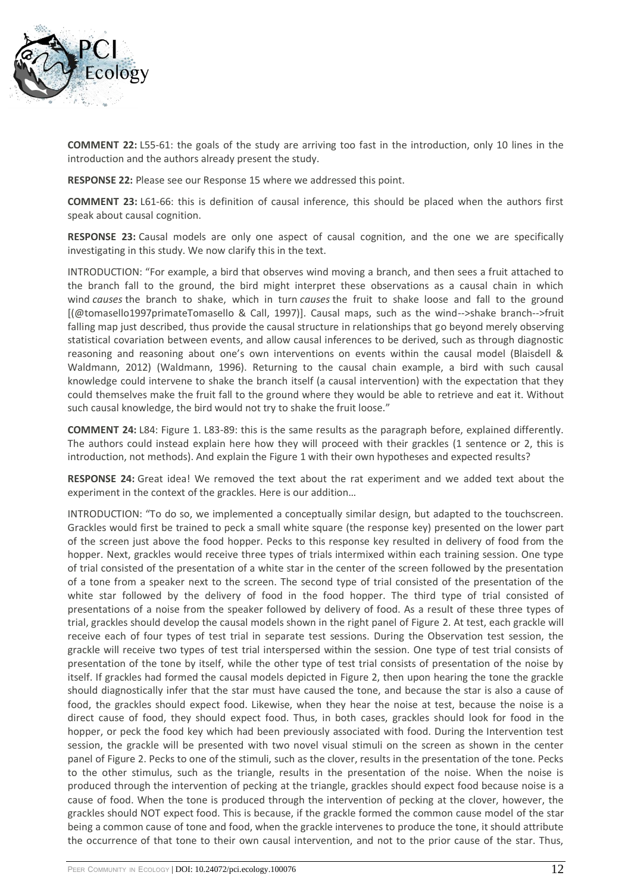**COMMENT 22:** L55-61: the goals of the study are arriving too fast in the introduction, only 10 lines in the introduction and the authors already present the study.

**RESPONSE 22:** Please see our Response 15 where we addressed this point.

**COMMENT 23:** L61-66: this is definition of causal inference, this should be placed when the authors first speak about causal cognition.

**RESPONSE 23:** Causal models are only one aspect of causal cognition, and the one we are specifically investigating in this study. We now clarify this in the text.

INTRODUCTION: "For example, a bird that observes wind moving a branch, and then sees a fruit attached to the branch fall to the ground, the bird might interpret these observations as a causal chain in which wind *causes* the branch to shake, which in turn *causes* the fruit to shake loose and fall to the ground [(@tomasello1997primateTomasello & Call, 1997)]. Causal maps, such as the wind-->shake branch-->fruit falling map just described, thus provide the causal structure in relationships that go beyond merely observing statistical covariation between events, and allow causal inferences to be derived, such as through diagnostic reasoning and reasoning about one's own interventions on events within the causal model (Blaisdell & Waldmann, 2012) (Waldmann, 1996). Returning to the causal chain example, a bird with such causal knowledge could intervene to shake the branch itself (a causal intervention) with the expectation that they could themselves make the fruit fall to the ground where they would be able to retrieve and eat it. Without such causal knowledge, the bird would not try to shake the fruit loose."

**COMMENT 24:** L84: Figure 1. L83-89: this is the same results as the paragraph before, explained differently. The authors could instead explain here how they will proceed with their grackles (1 sentence or 2, this is introduction, not methods). And explain the Figure 1 with their own hypotheses and expected results?

**RESPONSE 24:** Great idea! We removed the text about the rat experiment and we added text about the experiment in the context of the grackles. Here is our addition…

INTRODUCTION: "To do so, we implemented a conceptually similar design, but adapted to the touchscreen. Grackles would first be trained to peck a small white square (the response key) presented on the lower part of the screen just above the food hopper. Pecks to this response key resulted in delivery of food from the hopper. Next, grackles would receive three types of trials intermixed within each training session. One type of trial consisted of the presentation of a white star in the center of the screen followed by the presentation of a tone from a speaker next to the screen. The second type of trial consisted of the presentation of the white star followed by the delivery of food in the food hopper. The third type of trial consisted of presentations of a noise from the speaker followed by delivery of food. As a result of these three types of trial, grackles should develop the causal models shown in the right panel of Figure 2. At test, each grackle will receive each of four types of test trial in separate test sessions. During the Observation test session, the grackle will receive two types of test trial interspersed within the session. One type of test trial consists of presentation of the tone by itself, while the other type of test trial consists of presentation of the noise by itself. If grackles had formed the causal models depicted in Figure 2, then upon hearing the tone the grackle should diagnostically infer that the star must have caused the tone, and because the star is also a cause of food, the grackles should expect food. Likewise, when they hear the noise at test, because the noise is a direct cause of food, they should expect food. Thus, in both cases, grackles should look for food in the hopper, or peck the food key which had been previously associated with food. During the Intervention test session, the grackle will be presented with two novel visual stimuli on the screen as shown in the center panel of Figure 2. Pecks to one of the stimuli, such as the clover, results in the presentation of the tone. Pecks to the other stimulus, such as the triangle, results in the presentation of the noise. When the noise is produced through the intervention of pecking at the triangle, grackles should expect food because noise is a cause of food. When the tone is produced through the intervention of pecking at the clover, however, the grackles should NOT expect food. This is because, if the grackle formed the common cause model of the star being a common cause of tone and food, when the grackle intervenes to produce the tone, it should attribute the occurrence of that tone to their own causal intervention, and not to the prior cause of the star. Thus,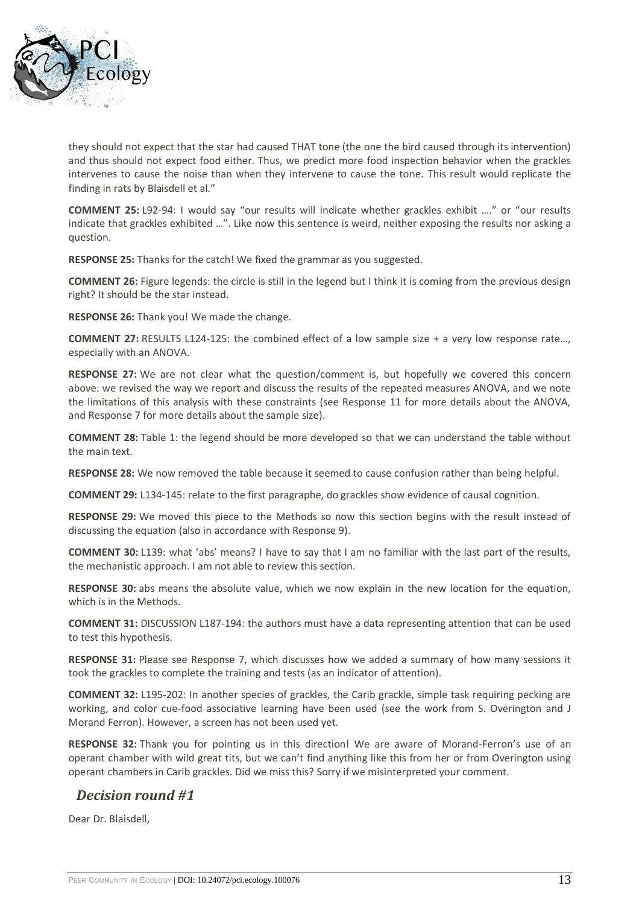they should not expect that the star had caused THAT tone (the one the bird caused through its intervention) and thus should not expect food either. Thus, we predict more food inspection behavior when the grackles intervenes to cause the noise than when they intervene to cause the tone. This result would replicate the finding in rats by Blaisdell et al."

**COMMENT 25:** L92-94: I would say "our results will indicate whether grackles exhibit …." or "our results indicate that grackles exhibited …". Like now this sentence is weird, neither exposing the results nor asking a question.

**RESPONSE 25:** Thanks for the catch! We fixed the grammar as you suggested.

**COMMENT 26:** Figure legends: the circle is still in the legend but I think it is coming from the previous design right? It should be the star instead.

**RESPONSE 26:** Thank you! We made the change.

**COMMENT 27:** RESULTS L124-125: the combined effect of a low sample size + a very low response rate…, especially with an ANOVA.

**RESPONSE 27:** We are not clear what the question/comment is, but hopefully we covered this concern above: we revised the way we report and discuss the results of the repeated measures ANOVA, and we note the limitations of this analysis with these constraints (see Response 11 for more details about the ANOVA, and Response 7 for more details about the sample size).

**COMMENT 28:** Table 1: the legend should be more developed so that we can understand the table without the main text.

**RESPONSE 28:** We now removed the table because it seemed to cause confusion rather than being helpful.

**COMMENT 29:** L134-145: relate to the first paragraphe, do grackles show evidence of causal cognition.

**RESPONSE 29:** We moved this piece to the Methods so now this section begins with the result instead of discussing the equation (also in accordance with Response 9).

**COMMENT 30:** L139: what 'abs' means? I have to say that I am no familiar with the last part of the results, the mechanistic approach. I am not able to review this section.

**RESPONSE 30:** abs means the absolute value, which we now explain in the new location for the equation, which is in the Methods.

**COMMENT 31:** DISCUSSION L187-194: the authors must have a data representing attention that can be used to test this hypothesis.

**RESPONSE 31:** Please see Response 7, which discusses how we added a summary of how many sessions it took the grackles to complete the training and tests (as an indicator of attention).

**COMMENT 32:** L195-202: In another species of grackles, the Carib grackle, simple task requiring pecking are working, and color cue-food associative learning have been used (see the work from S. Overington and J Morand Ferron). However, a screen has not been used yet.

**RESPONSE 32:** Thank you for pointing us in this direction! We are aware of Morand-Ferron's use of an operant chamber with wild great tits, but we can't find anything like this from her or from Overington using operant chambers in Carib grackles. Did we miss this? Sorry if we misinterpreted your comment.

## *Decision round #1*

Dear Dr. Blaisdell,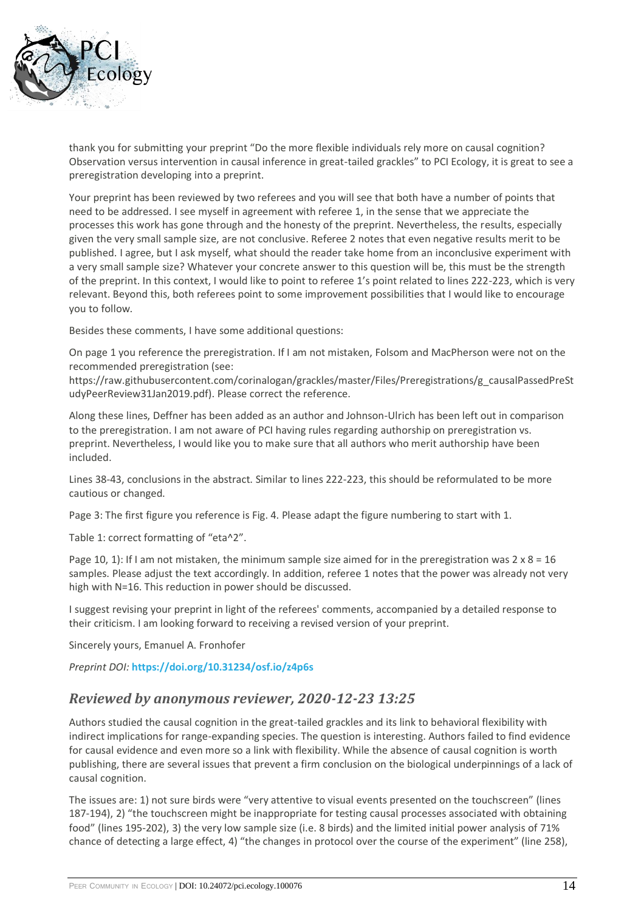thank you for submitting your preprint "Do the more flexible individuals rely more on causal cognition? Observation versus intervention in causal inference in great-tailed grackles" to PCI Ecology, it is great to see a preregistration developing into a preprint.

Your preprint has been reviewed by two referees and you will see that both have a number of points that need to be addressed. I see myself in agreement with referee 1, in the sense that we appreciate the processes this work has gone through and the honesty of the preprint. Nevertheless, the results, especially given the very small sample size, are not conclusive. Referee 2 notes that even negative results merit to be published. I agree, but I ask myself, what should the reader take home from an inconclusive experiment with a very small sample size? Whatever your concrete answer to this question will be, this must be the strength of the preprint. In this context, I would like to point to referee 1's point related to lines 222-223, which is very relevant. Beyond this, both referees point to some improvement possibilities that I would like to encourage you to follow.

Besides these comments, I have some additional questions:

On page 1 you reference the preregistration. If I am not mistaken, Folsom and MacPherson were not on the recommended preregistration (see: https://raw.githubusercontent.com/corinalogan/grackles/master/Files/Preregistrations/g_causalPassedPreStudyPeerReview31Jan2019.pdf). Please correct the reference.

Along these lines, Deffner has been added as an author and Johnson-Ulrich has been left out in comparison to the preregistration. I am not aware of PCI having rules regarding authorship on preregistration vs. preprint. Nevertheless, I would like you to make sure that all authors who merit authorship have been included.

Lines 38-43, conclusions in the abstract. Similar to lines 222-223, this should be reformulated to be more cautious or changed.

Page 3: The first figure you reference is Fig. 4. Please adapt the figure numbering to start with 1.

Table 1: correct formatting of "eta^2".

Page 10, 1): If I am not mistaken, the minimum sample size aimed for in the preregistration was 2 x 8 = 16 samples. Please adjust the text accordingly. In addition, referee 1 notes that the power was already not very high with N=16. This reduction in power should be discussed.

I suggest revising your preprint in light of the referees' comments, accompanied by a detailed response to their criticism. I am looking forward to receiving a revised version of your preprint.

Sincerely yours, Emanuel A. Fronhofer

*Preprint DOI:* **https://doi.org/10.31234/osf.io/z4p6s**

## *Reviewed by anonymous reviewer, 2020-12-23 13:25*

Authors studied the causal cognition in the great-tailed grackles and its link to behavioral flexibility with indirect implications for range-expanding species. The question is interesting. Authors failed to find evidence for causal evidence and even more so a link with flexibility. While the absence of causal cognition is worth publishing, there are several issues that prevent a firm conclusion on the biological underpinnings of a lack of causal cognition.

The issues are: 1) not sure birds were "very attentive to visual events presented on the touchscreen" (lines 187-194), 2) "the touchscreen might be inappropriate for testing causal processes associated with obtaining food" (lines 195-202), 3) the very low sample size (i.e. 8 birds) and the limited initial power analysis of 71% chance of detecting a large effect, 4) "the changes in protocol over the course of the experiment" (line 258),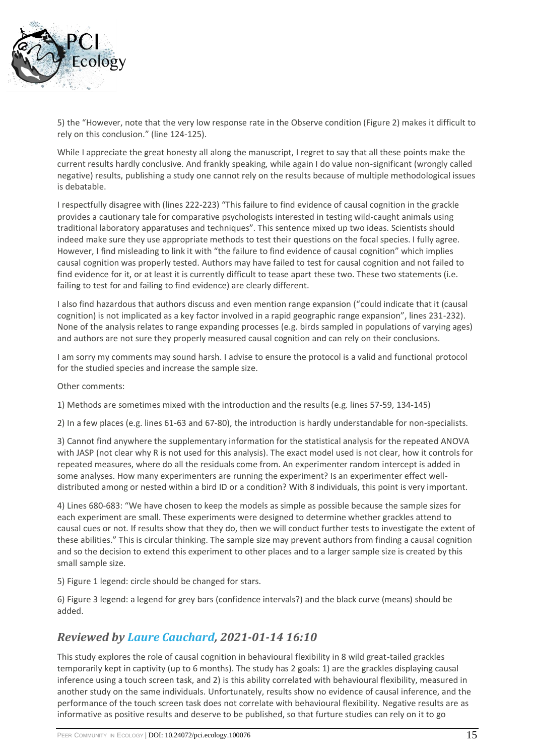5) the "However, note that the very low response rate in the Observe condition (Figure 2) makes it difficult to rely on this conclusion." (line 124-125).

While I appreciate the great honesty all along the manuscript, I regret to say that all these points make the current results hardly conclusive. And frankly speaking, while again I do value non-significant (wrongly called negative) results, publishing a study one cannot rely on the results because of multiple methodological issues is debatable.

I respectfully disagree with (lines 222-223) "This failure to find evidence of causal cognition in the grackle provides a cautionary tale for comparative psychologists interested in testing wild-caught animals using traditional laboratory apparatuses and techniques". This sentence mixed up two ideas. Scientists should indeed make sure they use appropriate methods to test their questions on the focal species. I fully agree. However, I find misleading to link it with "the failure to find evidence of causal cognition" which implies causal cognition was properly tested. Authors may have failed to test for causal cognition and not failed to find evidence for it, or at least it is currently difficult to tease apart these two. These two statements (i.e. failing to test for and failing to find evidence) are clearly different.

I also find hazardous that authors discuss and even mention range expansion ("could indicate that it (causal cognition) is not implicated as a key factor involved in a rapid geographic range expansion", lines 231-232). None of the analysis relates to range expanding processes (e.g. birds sampled in populations of varying ages) and authors are not sure they properly measured causal cognition and can rely on their conclusions.

I am sorry my comments may sound harsh. I advise to ensure the protocol is a valid and functional protocol for the studied species and increase the sample size.

Other comments:

1) Methods are sometimes mixed with the introduction and the results (e.g. lines 57-59, 134-145)

2) In a few places (e.g. lines 61-63 and 67-80), the introduction is hardly understandable for non-specialists.

3) Cannot find anywhere the supplementary information for the statistical analysis for the repeated ANOVA with JASP (not clear why R is not used for this analysis). The exact model used is not clear, how it controls for repeated measures, where do all the residuals come from. An experimenter random intercept is added in some analyses. How many experimenters are running the experiment? Is an experimenter effect well-distributed among or nested within a bird ID or a condition? With 8 individuals, this point is very important.

4) Lines 680-683: "We have chosen to keep the models as simple as possible because the sample sizes for each experiment are small. These experiments were designed to determine whether grackles attend to causal cues or not. If results show that they do, then we will conduct further tests to investigate the extent of these abilities." This is circular thinking. The sample size may prevent authors from finding a causal cognition and so the decision to extend this experiment to other places and to a larger sample size is created by this small sample size.

5) Figure 1 legend: circle should be changed for stars.

6) Figure 3 legend: a legend for grey bars (confidence intervals?) and the black curve (means) should be added.

## *Reviewed by Laure Cauchard, 2021-01-14 16:10*

This study explores the role of causal cognition in behavioural flexibility in 8 wild great-tailed grackles temporarily kept in captivity (up to 6 months). The study has 2 goals: 1) are the grackles displaying causal inference using a touch screen task, and 2) is this ability correlated with behavioural flexibility, measured in another study on the same individuals. Unfortunately, results show no evidence of causal inference, and the performance of the touch screen task does not correlate with behavioural flexibility. Negative results are as informative as positive results and deserve to be published, so that furture studies can rely on it to go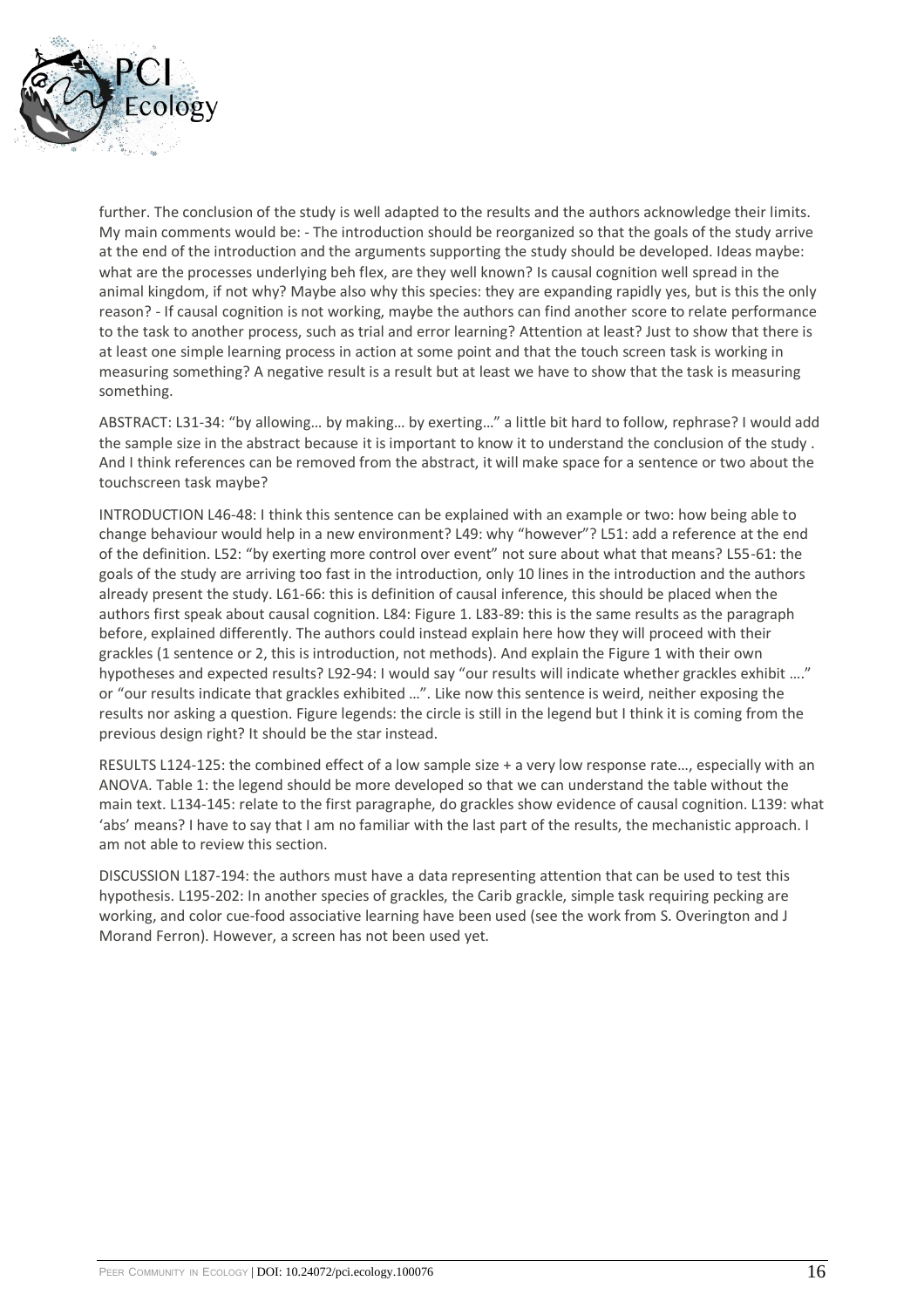further. The conclusion of the study is well adapted to the results and the authors acknowledge their limits. My main comments would be: - The introduction should be reorganized so that the goals of the study arrive at the end of the introduction and the arguments supporting the study should be developed. Ideas maybe: what are the processes underlying beh flex, are they well known? Is causal cognition well spread in the animal kingdom, if not why? Maybe also why this species: they are expanding rapidly yes, but is this the only reason? - If causal cognition is not working, maybe the authors can find another score to relate performance to the task to another process, such as trial and error learning? Attention at least? Just to show that there is at least one simple learning process in action at some point and that the touch screen task is working in measuring something? A negative result is a result but at least we have to show that the task is measuring something.

ABSTRACT: L31-34: "by allowing… by making… by exerting…" a little bit hard to follow, rephrase? I would add the sample size in the abstract because it is important to know it to understand the conclusion of the study . And I think references can be removed from the abstract, it will make space for a sentence or two about the touchscreen task maybe?

INTRODUCTION L46-48: I think this sentence can be explained with an example or two: how being able to change behaviour would help in a new environment? L49: why "however"? L51: add a reference at the end of the definition. L52: "by exerting more control over event" not sure about what that means? L55-61: the goals of the study are arriving too fast in the introduction, only 10 lines in the introduction and the authors already present the study. L61-66: this is definition of causal inference, this should be placed when the authors first speak about causal cognition. L84: Figure 1. L83-89: this is the same results as the paragraph before, explained differently. The authors could instead explain here how they will proceed with their grackles (1 sentence or 2, this is introduction, not methods). And explain the Figure 1 with their own hypotheses and expected results? L92-94: I would say "our results will indicate whether grackles exhibit …." or "our results indicate that grackles exhibited …". Like now this sentence is weird, neither exposing the results nor asking a question. Figure legends: the circle is still in the legend but I think it is coming from the previous design right? It should be the star instead.

RESULTS L124-125: the combined effect of a low sample size + a very low response rate…, especially with an ANOVA. Table 1: the legend should be more developed so that we can understand the table without the main text. L134-145: relate to the first paragraphe, do grackles show evidence of causal cognition. L139: what 'abs' means? I have to say that I am no familiar with the last part of the results, the mechanistic approach. I am not able to review this section.

DISCUSSION L187-194: the authors must have a data representing attention that can be used to test this hypothesis. L195-202: In another species of grackles, the Carib grackle, simple task requiring pecking are working, and color cue-food associative learning have been used (see the work from S. Overington and J Morand Ferron). However, a screen has not been used yet.